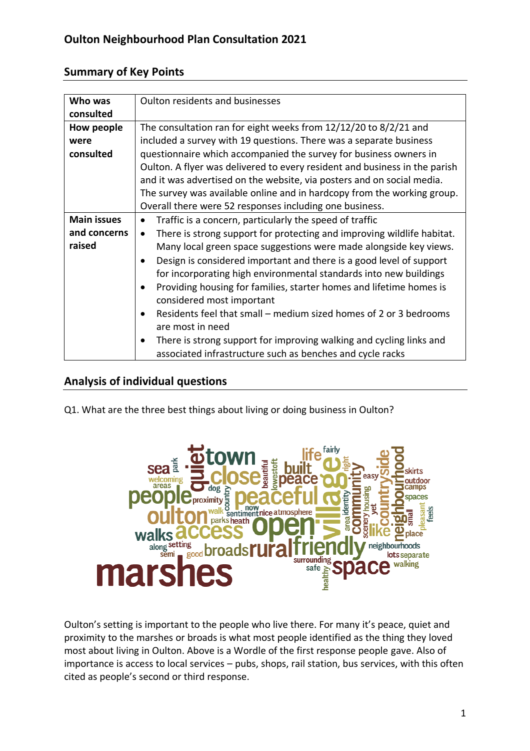# Oulton Neighbourhood Plan Consultation 2021

## Summary of Key Points

| | |
|---|---|
| **Who was consulted** | Oulton residents and businesses |
| **How people were consulted** | The consultation ran for eight weeks from 12/12/20 to 8/2/21 and included a survey with 19 questions. There was a separate business questionnaire which accompanied the survey for business owners in Oulton. A flyer was delivered to every resident and business in the parish and it was advertised on the website, via posters and on social media. The survey was available online and in hardcopy from the working group. Overall there were 52 responses including one business. |
| **Main issues and concerns raised** | • Traffic is a concern, particularly the speed of traffic<br>• There is strong support for protecting and improving wildlife habitat. Many local green space suggestions were made alongside key views.<br>• Design is considered important and there is a good level of support for incorporating high environmental standards into new buildings<br>• Providing housing for families, starter homes and lifetime homes is considered most important<br>• Residents feel that small – medium sized homes of 2 or 3 bedrooms are most in need<br>• There is strong support for improving walking and cycling links and associated infrastructure such as benches and cycle racks |

## Analysis of individual questions

Q1. What are the three best things about living or doing business in Oulton?

sea park quiet town close beautiful lowestoft built peace life fairly right village community easy countryside neighbourhood skirts outdoor camps spaces welcoming areas dog people proximity country peaceful area identity housing scenery yet small pleasant feels oulton walk now sentiment nice atmosphere parks heath open like place walks access along setting semi good broads rural friendly neighbourhoods lots separate walking marshes surrounding safe healthy space

Oulton's setting is important to the people who live there. For many it's peace, quiet and proximity to the marshes or broads is what most people identified as the thing they loved most about living in Oulton. Above is a Wordle of the first response people gave. Also of importance is access to local services – pubs, shops, rail station, bus services, with this often cited as people's second or third response.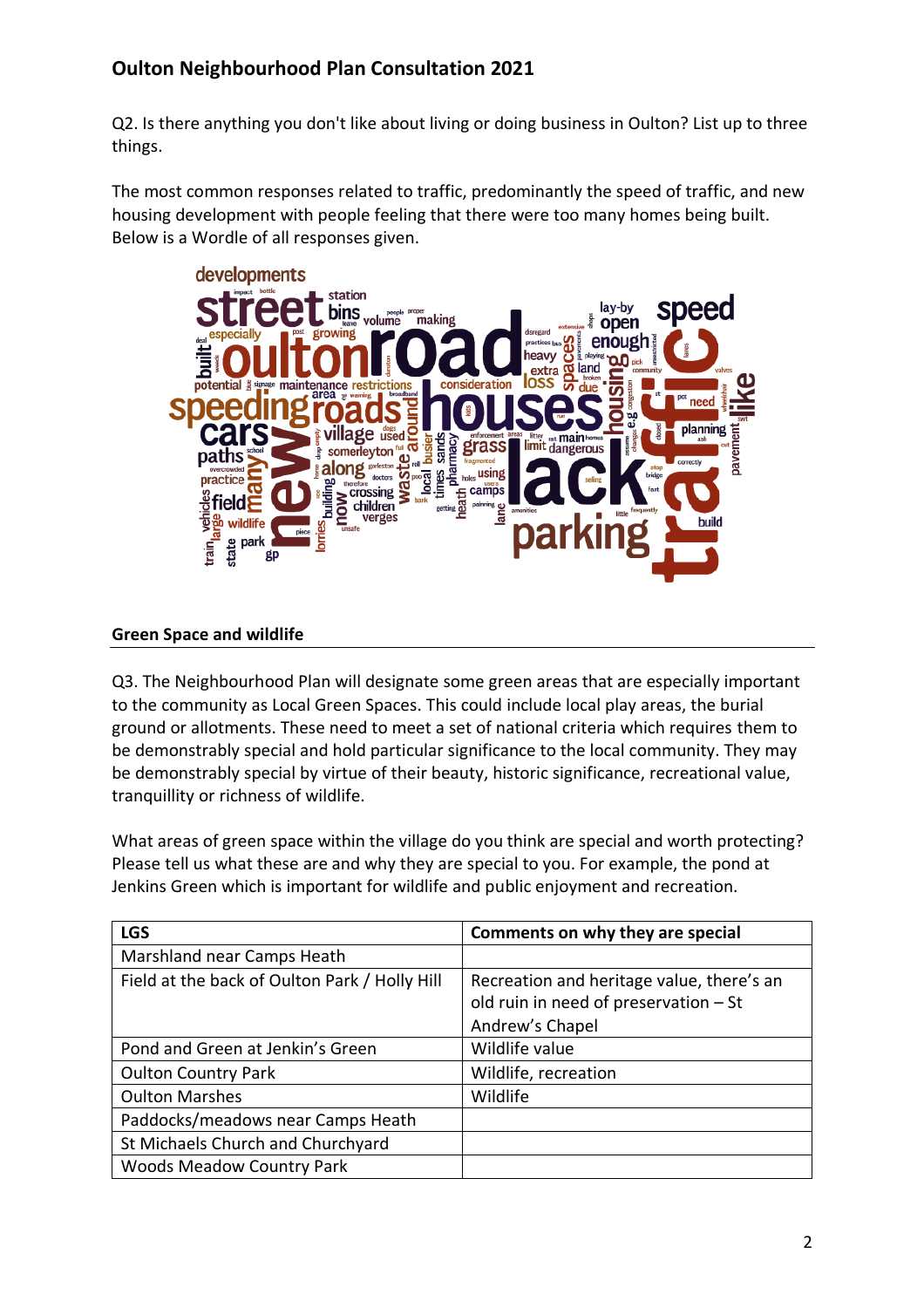## Oulton Neighbourhood Plan Consultation 2021

Q2. Is there anything you don't like about living or doing business in Oulton? List up to three things.

The most common responses related to traffic, predominantly the speed of traffic, and new housing development with people feeling that there were too many homes being built. Below is a Wordle of all responses given.

developments street bins station volume making lay-by speed open enough oulton road houses lack parking traffic speeding roads cars paths new village somerleyton along crossing children verges field wildlife park gp housing planning need like grass limit dangerous main heavy extra loss spaces land due many built especially growing potential maintenance restrictions consideration camps using lorries vehicles train large state waste local times busier pharmacy sands heath lane build pavement

### Green Space and wildlife

Q3. The Neighbourhood Plan will designate some green areas that are especially important to the community as Local Green Spaces. This could include local play areas, the burial ground or allotments. These need to meet a set of national criteria which requires them to be demonstrably special and hold particular significance to the local community. They may be demonstrably special by virtue of their beauty, historic significance, recreational value, tranquillity or richness of wildlife.

What areas of green space within the village do you think are special and worth protecting? Please tell us what these are and why they are special to you. For example, the pond at Jenkins Green which is important for wildlife and public enjoyment and recreation.

| LGS | Comments on why they are special |
|---|---|
| Marshland near Camps Heath | |
| Field at the back of Oulton Park / Holly Hill | Recreation and heritage value, there's an old ruin in need of preservation – St Andrew's Chapel |
| Pond and Green at Jenkin's Green | Wildlife value |
| Oulton Country Park | Wildlife, recreation |
| Oulton Marshes | Wildlife |
| Paddocks/meadows near Camps Heath | |
| St Michaels Church and Churchyard | |
| Woods Meadow Country Park | |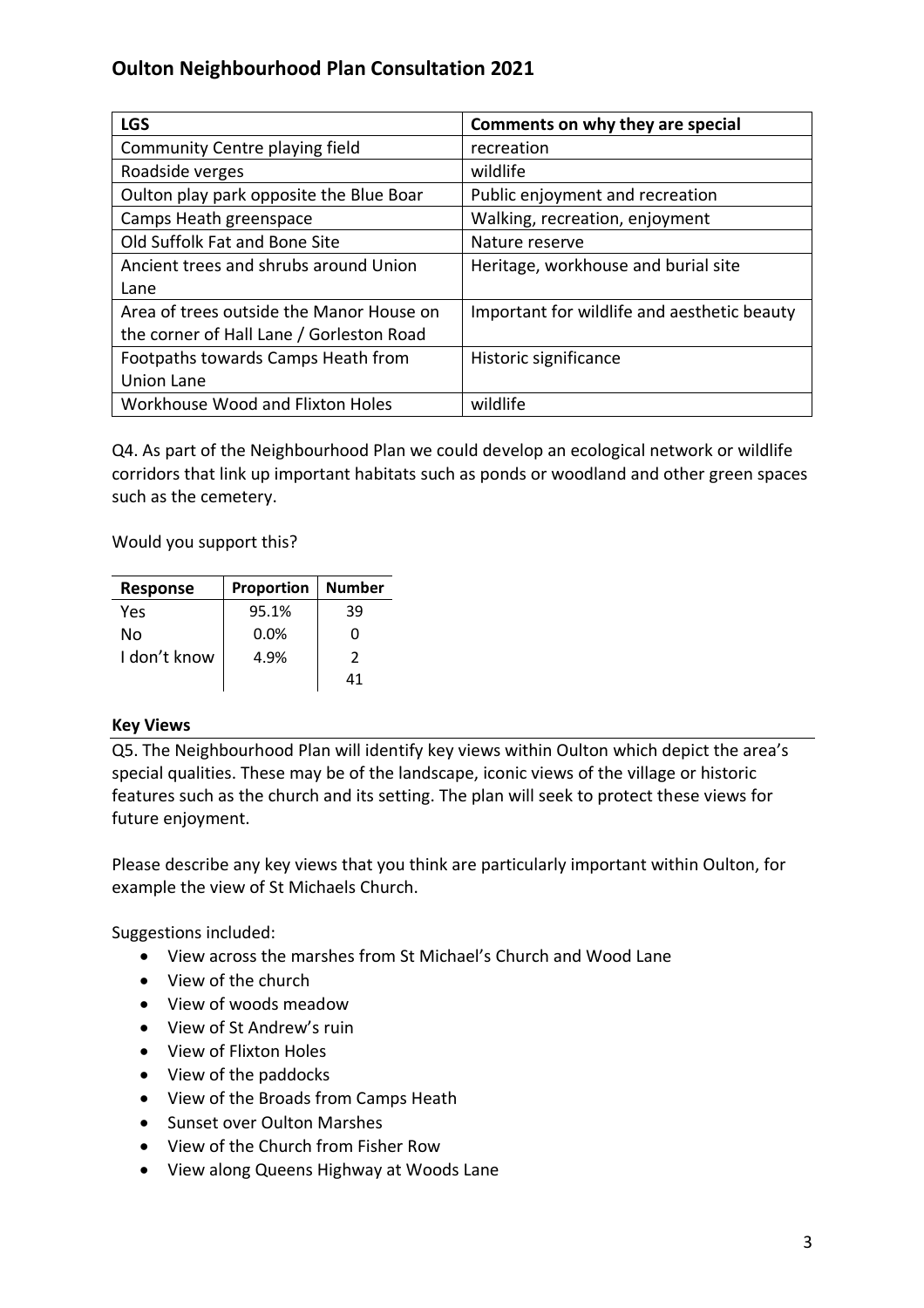## Oulton Neighbourhood Plan Consultation 2021

| LGS | Comments on why they are special |
| --- | --- |
| Community Centre playing field | recreation |
| Roadside verges | wildlife |
| Oulton play park opposite the Blue Boar | Public enjoyment and recreation |
| Camps Heath greenspace | Walking, recreation, enjoyment |
| Old Suffolk Fat and Bone Site | Nature reserve |
| Ancient trees and shrubs around Union Lane | Heritage, workhouse and burial site |
| Area of trees outside the Manor House on the corner of Hall Lane / Gorleston Road | Important for wildlife and aesthetic beauty |
| Footpaths towards Camps Heath from Union Lane | Historic significance |
| Workhouse Wood and Flixton Holes | wildlife |

Q4. As part of the Neighbourhood Plan we could develop an ecological network or wildlife corridors that link up important habitats such as ponds or woodland and other green spaces such as the cemetery.

Would you support this?

| Response | Proportion | Number |
| --- | --- | --- |
| Yes | 95.1% | 39 |
| No | 0.0% | 0 |
| I don't know | 4.9% | 2 |
| | | 41 |

**Key Views**

Q5. The Neighbourhood Plan will identify key views within Oulton which depict the area's special qualities. These may be of the landscape, iconic views of the village or historic features such as the church and its setting. The plan will seek to protect these views for future enjoyment.

Please describe any key views that you think are particularly important within Oulton, for example the view of St Michaels Church.

Suggestions included:

- View across the marshes from St Michael's Church and Wood Lane
- View of the church
- View of woods meadow
- View of St Andrew's ruin
- View of Flixton Holes
- View of the paddocks
- View of the Broads from Camps Heath
- Sunset over Oulton Marshes
- View of the Church from Fisher Row
- View along Queens Highway at Woods Lane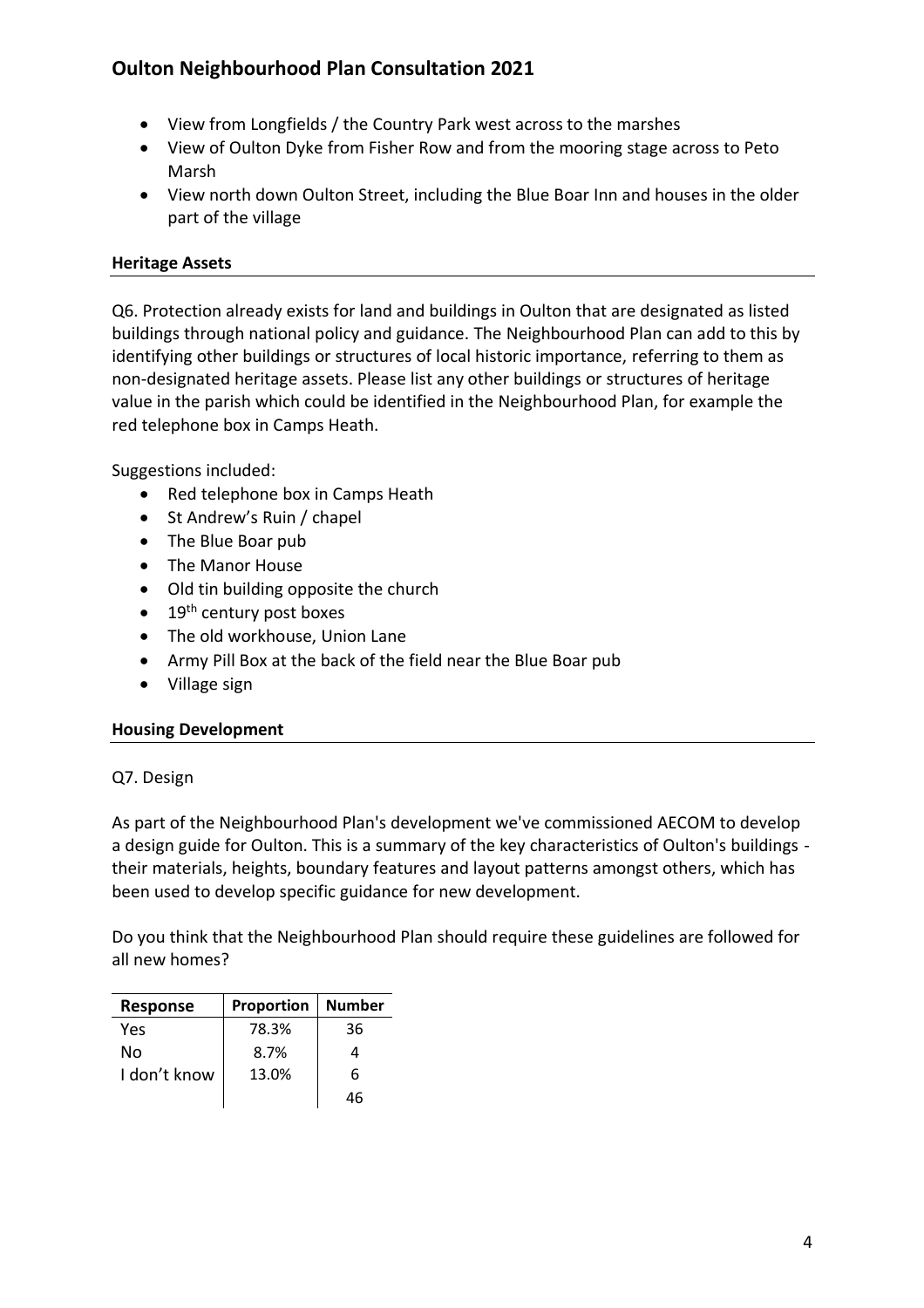- View from Longfields / the Country Park west across to the marshes
- View of Oulton Dyke from Fisher Row and from the mooring stage across to Peto Marsh
- View north down Oulton Street, including the Blue Boar Inn and houses in the older part of the village

## Heritage Assets

Q6. Protection already exists for land and buildings in Oulton that are designated as listed buildings through national policy and guidance. The Neighbourhood Plan can add to this by identifying other buildings or structures of local historic importance, referring to them as non-designated heritage assets. Please list any other buildings or structures of heritage value in the parish which could be identified in the Neighbourhood Plan, for example the red telephone box in Camps Heath.

Suggestions included:

- Red telephone box in Camps Heath
- St Andrew's Ruin / chapel
- The Blue Boar pub
- The Manor House
- Old tin building opposite the church
- 19th century post boxes
- The old workhouse, Union Lane
- Army Pill Box at the back of the field near the Blue Boar pub
- Village sign

## Housing Development

Q7. Design

As part of the Neighbourhood Plan's development we've commissioned AECOM to develop a design guide for Oulton. This is a summary of the key characteristics of Oulton's buildings - their materials, heights, boundary features and layout patterns amongst others, which has been used to develop specific guidance for new development.

Do you think that the Neighbourhood Plan should require these guidelines are followed for all new homes?

| Response | Proportion | Number |
|---|---|---|
| Yes | 78.3% | 36 |
| No | 8.7% | 4 |
| I don't know | 13.0% | 6 |
| | | 46 |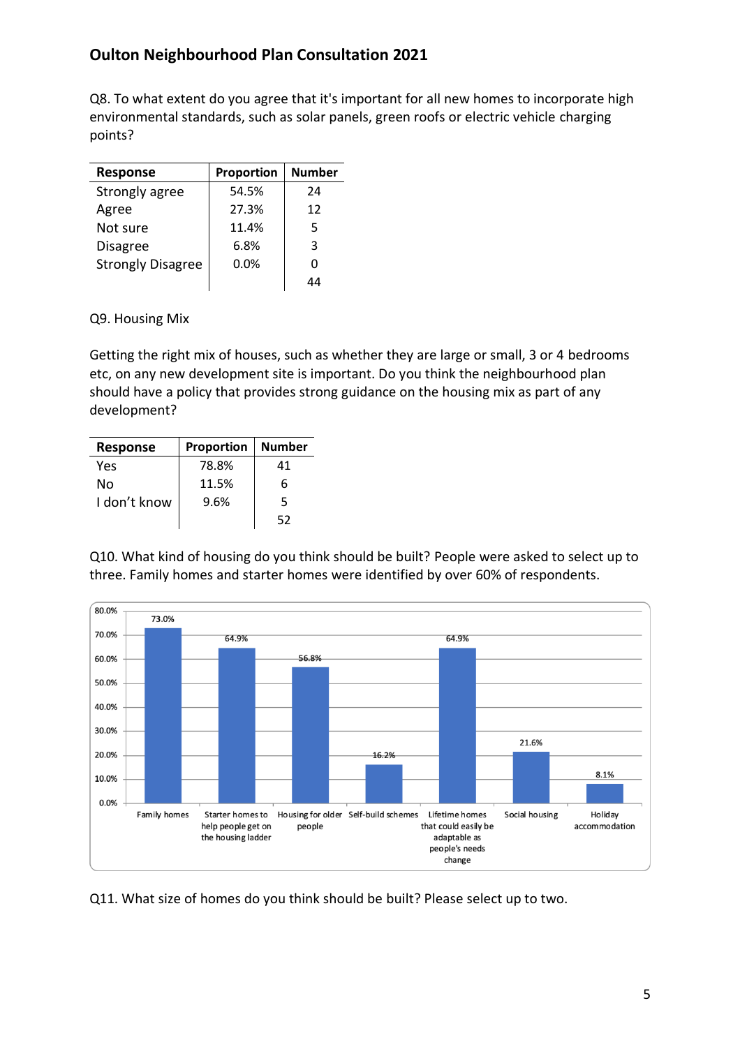## Oulton Neighbourhood Plan Consultation 2021

Q8. To what extent do you agree that it's important for all new homes to incorporate high environmental standards, such as solar panels, green roofs or electric vehicle charging points?

| Response | Proportion | Number |
|---|---|---|
| Strongly agree | 54.5% | 24 |
| Agree | 27.3% | 12 |
| Not sure | 11.4% | 5 |
| Disagree | 6.8% | 3 |
| Strongly Disagree | 0.0% | 0 |
| | | 44 |

Q9. Housing Mix

Getting the right mix of houses, such as whether they are large or small, 3 or 4 bedrooms etc, on any new development site is important. Do you think the neighbourhood plan should have a policy that provides strong guidance on the housing mix as part of any development?

| Response | Proportion | Number |
|---|---|---|
| Yes | 78.8% | 41 |
| No | 11.5% | 6 |
| I don't know | 9.6% | 5 |
| | | 52 |

Q10. What kind of housing do you think should be built? People were asked to select up to three. Family homes and starter homes were identified by over 60% of respondents.

80.0%
70.0%
60.0%
50.0%
40.0%
30.0%
20.0%
10.0%
0.0%

Family homes: 73.0%
Starter homes to help people get on the housing ladder: 64.9%
Housing for older people: 56.8%
Self-build schemes: 16.2%
Lifetime homes that could easily be adaptable as people's needs change: 64.9%
Social housing: 21.6%
Holiday accommodation: 8.1%

Q11. What size of homes do you think should be built? Please select up to two.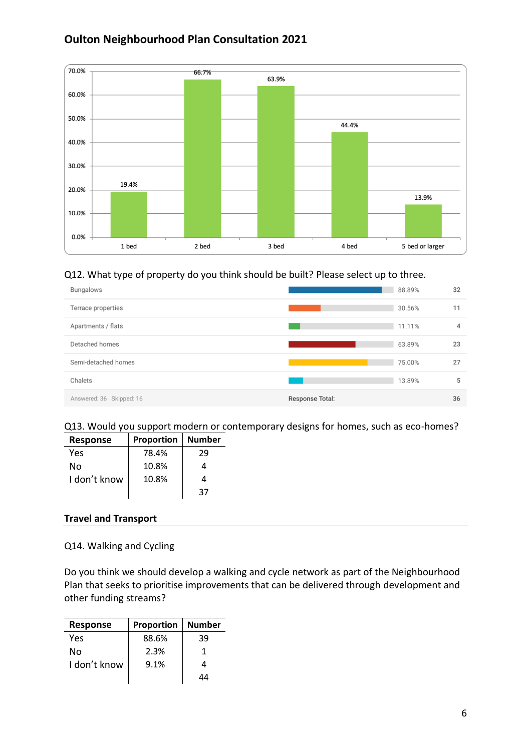## Oulton Neighbourhood Plan Consultation 2021

70.0%
60.0%
50.0%
40.0%
30.0%
20.0%
10.0%
0.0%

19.4%
66.7%
63.9%
44.4%
13.9%

1 bed
2 bed
3 bed
4 bed
5 bed or larger

Q12. What type of property do you think should be built? Please select up to three.

Bungalows 88.89% 32
Terrace properties 30.56% 11
Apartments / flats 11.11% 4
Detached homes 63.89% 23
Semi-detached homes 75.00% 27
Chalets 13.89% 5
Answered: 36 Skipped: 16
Response Total: 36

Q13. Would you support modern or contemporary designs for homes, such as eco-homes?

| Response | Proportion | Number |
|---|---|---|
| Yes | 78.4% | 29 |
| No | 10.8% | 4 |
| I don't know | 10.8% | 4 |
| | | 37 |

## Travel and Transport

Q14. Walking and Cycling

Do you think we should develop a walking and cycle network as part of the Neighbourhood Plan that seeks to prioritise improvements that can be delivered through development and other funding streams?

| Response | Proportion | Number |
|---|---|---|
| Yes | 88.6% | 39 |
| No | 2.3% | 1 |
| I don't know | 9.1% | 4 |
| | | 44 |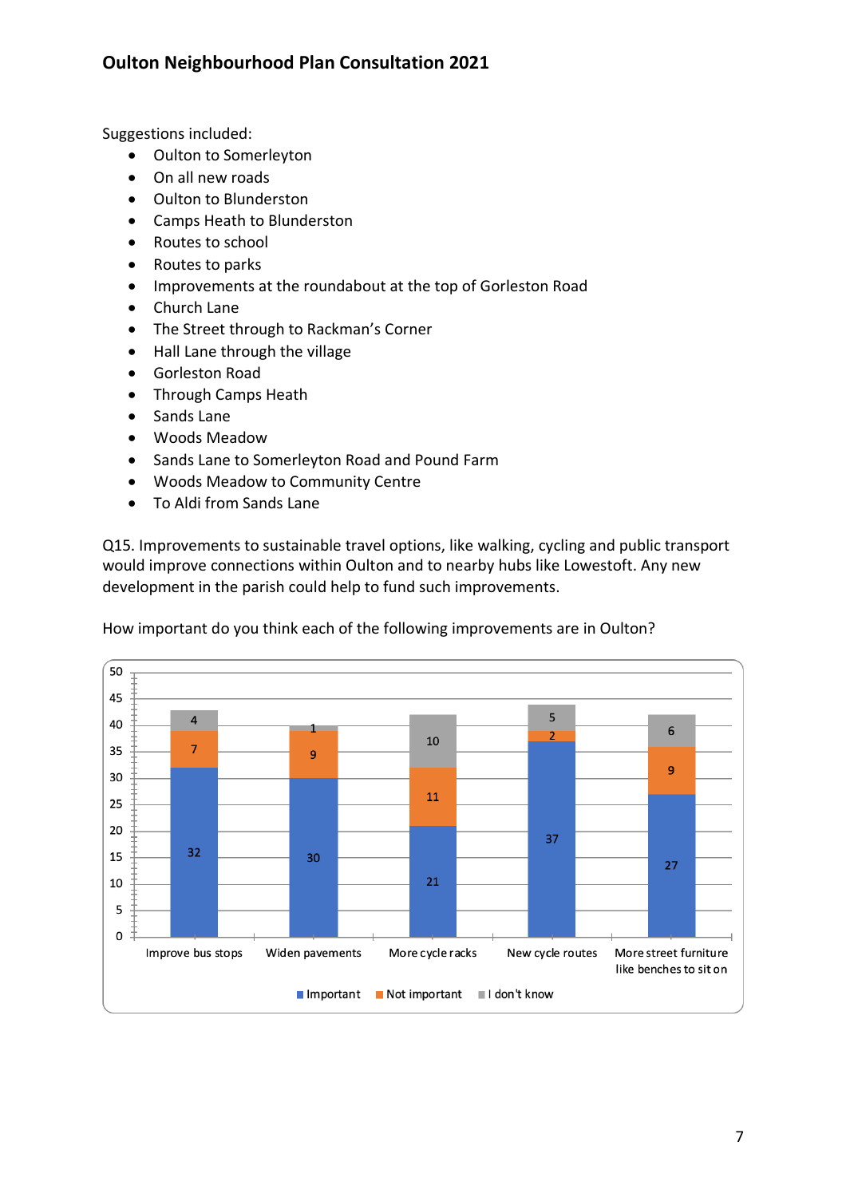**Oulton Neighbourhood Plan Consultation 2021**

Suggestions included:

- Oulton to Somerleyton
- On all new roads
- Oulton to Blunderston
- Camps Heath to Blunderston
- Routes to school
- Routes to parks
- Improvements at the roundabout at the top of Gorleston Road
- Church Lane
- The Street through to Rackman's Corner
- Hall Lane through the village
- Gorleston Road
- Through Camps Heath
- Sands Lane
- Woods Meadow
- Sands Lane to Somerleyton Road and Pound Farm
- Woods Meadow to Community Centre
- To Aldi from Sands Lane

Q15. Improvements to sustainable travel options, like walking, cycling and public transport would improve connections within Oulton and to nearby hubs like Lowestoft. Any new development in the parish could help to fund such improvements.

How important do you think each of the following improvements are in Oulton?

50
45
40
35
30
25
20
15
10
5
0

Improve bus stops: 32, 7, 4
Widen pavements: 30, 9, 1
More cycle racks: 21, 11, 10
New cycle routes: 37, 2, 5
More street furniture like benches to sit on: 27, 9, 6

Important
Not important
I don't know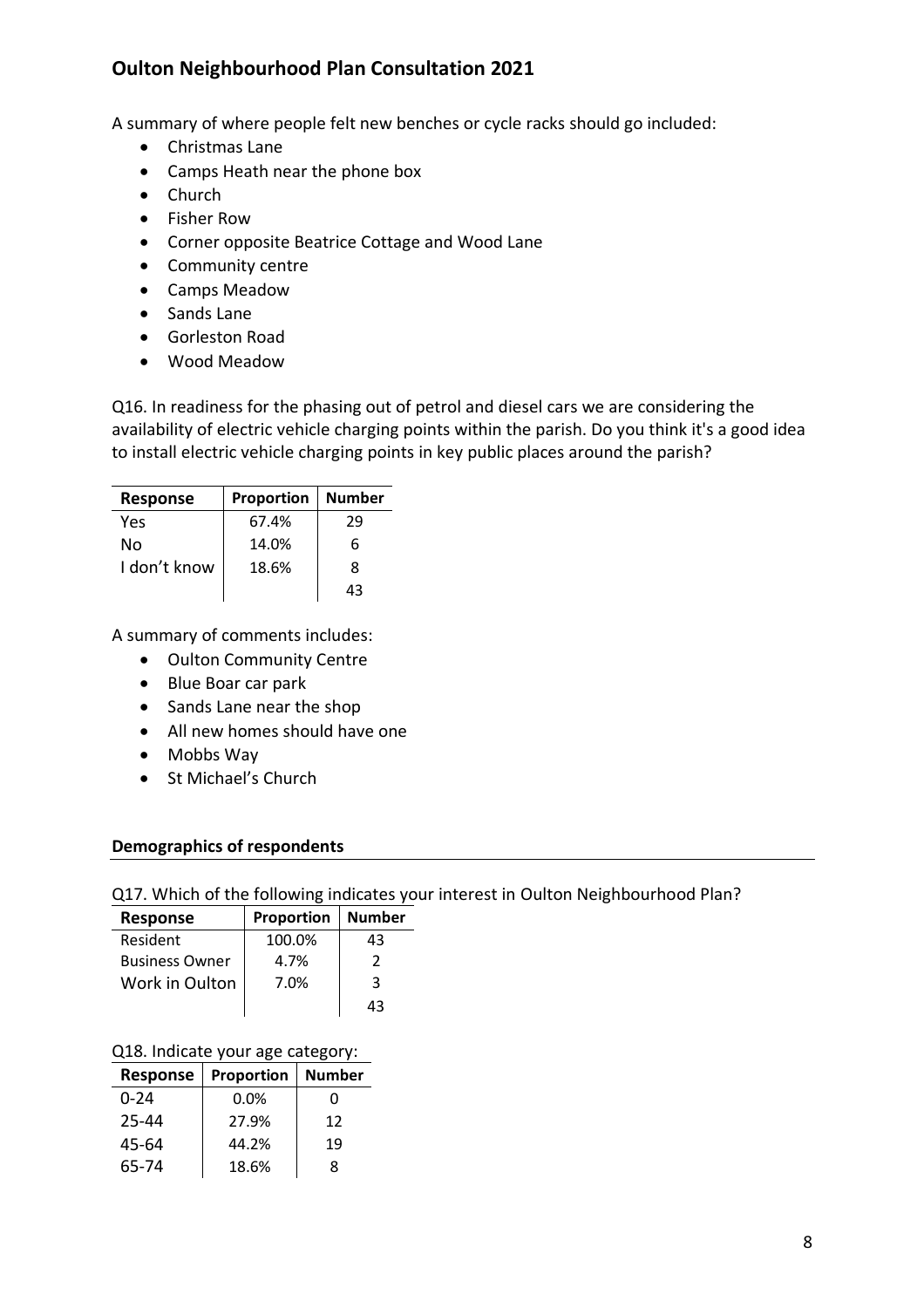## Oulton Neighbourhood Plan Consultation 2021

A summary of where people felt new benches or cycle racks should go included:

- Christmas Lane
- Camps Heath near the phone box
- Church
- Fisher Row
- Corner opposite Beatrice Cottage and Wood Lane
- Community centre
- Camps Meadow
- Sands Lane
- Gorleston Road
- Wood Meadow

Q16. In readiness for the phasing out of petrol and diesel cars we are considering the availability of electric vehicle charging points within the parish. Do you think it's a good idea to install electric vehicle charging points in key public places around the parish?

| Response | Proportion | Number |
|---|---|---|
| Yes | 67.4% | 29 |
| No | 14.0% | 6 |
| I don't know | 18.6% | 8 |
| | | 43 |

A summary of comments includes:

- Oulton Community Centre
- Blue Boar car park
- Sands Lane near the shop
- All new homes should have one
- Mobbs Way
- St Michael's Church

**Demographics of respondents**

Q17. Which of the following indicates your interest in Oulton Neighbourhood Plan?

| Response | Proportion | Number |
|---|---|---|
| Resident | 100.0% | 43 |
| Business Owner | 4.7% | 2 |
| Work in Oulton | 7.0% | 3 |
| | | 43 |

Q18. Indicate your age category:

| Response | Proportion | Number |
|---|---|---|
| 0-24 | 0.0% | 0 |
| 25-44 | 27.9% | 12 |
| 45-64 | 44.2% | 19 |
| 65-74 | 18.6% | 8 |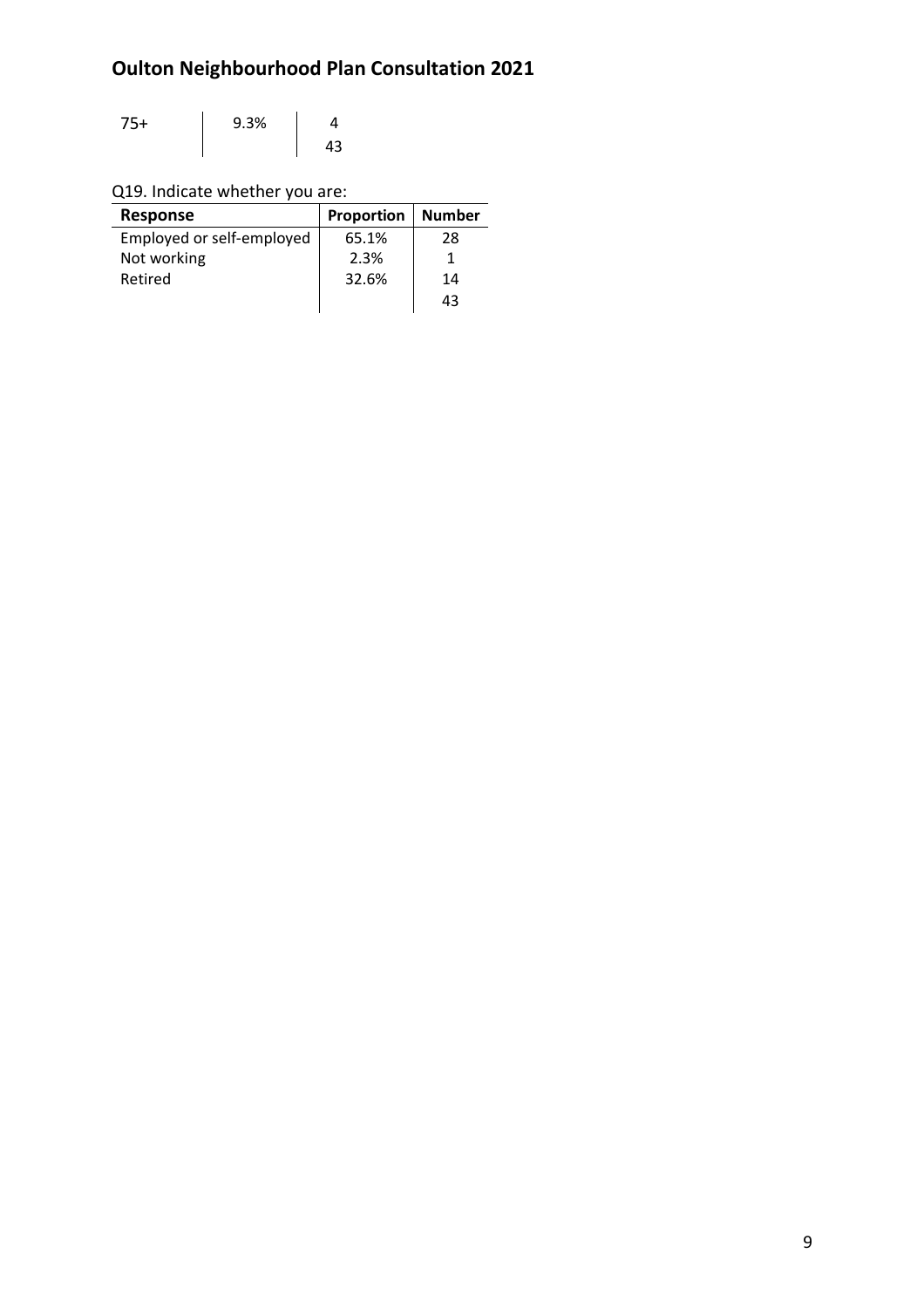| | | |
|---|---|---|
| 75+ | 9.3% | 4 |
| | | 43 |

Q19. Indicate whether you are:

| Response | Proportion | Number |
|---|---|---|
| Employed or self-employed | 65.1% | 28 |
| Not working | 2.3% | 1 |
| Retired | 32.6% | 14 |
| | | 43 |